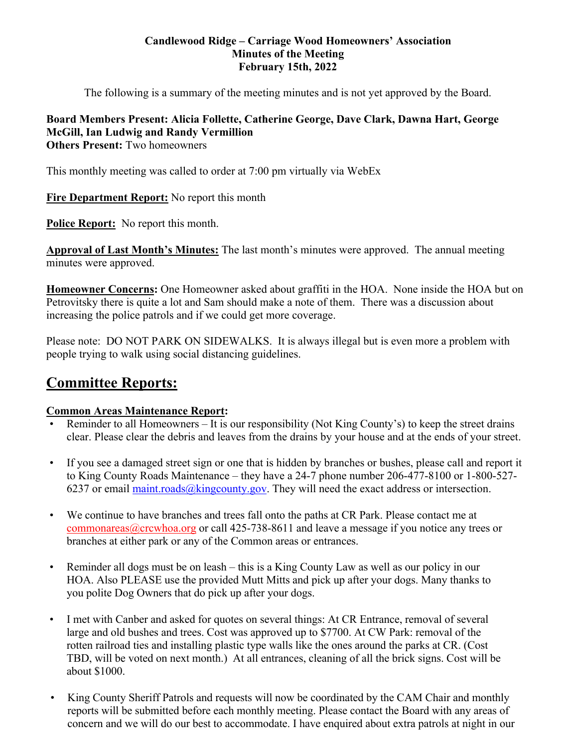**Candlewood Ridge – Carriage Wood Homeowners' Association**
**Minutes of the Meeting**
**February 15th, 2022**

The following is a summary of the meeting minutes and is not yet approved by the Board.

**Board Members Present: Alicia Follette, Catherine George, Dave Clark, Dawna Hart, George McGill, Ian Ludwig and Randy Vermillion**
**Others Present:** Two homeowners

This monthly meeting was called to order at 7:00 pm virtually via WebEx

**Fire Department Report:** No report this month

**Police Report:** No report this month.

**Approval of Last Month's Minutes:** The last month's minutes were approved. The annual meeting minutes were approved.

**Homeowner Concerns:** One Homeowner asked about graffiti in the HOA. None inside the HOA but on Petrovitsky there is quite a lot and Sam should make a note of them. There was a discussion about increasing the police patrols and if we could get more coverage.

Please note: DO NOT PARK ON SIDEWALKS. It is always illegal but is even more a problem with people trying to walk using social distancing guidelines.

# Committee Reports:

**Common Areas Maintenance Report:**

- Reminder to all Homeowners – It is our responsibility (Not King County's) to keep the street drains clear. Please clear the debris and leaves from the drains by your house and at the ends of your street.

- If you see a damaged street sign or one that is hidden by branches or bushes, please call and report it to King County Roads Maintenance – they have a 24-7 phone number 206-477-8100 or 1-800-527-6237 or email maint.roads@kingcounty.gov. They will need the exact address or intersection.

- We continue to have branches and trees fall onto the paths at CR Park. Please contact me at commonareas@crcwhoa.org or call 425-738-8611 and leave a message if you notice any trees or branches at either park or any of the Common areas or entrances.

- Reminder all dogs must be on leash – this is a King County Law as well as our policy in our HOA. Also PLEASE use the provided Mutt Mitts and pick up after your dogs. Many thanks to you polite Dog Owners that do pick up after your dogs.

- I met with Canber and asked for quotes on several things: At CR Entrance, removal of several large and old bushes and trees. Cost was approved up to $7700. At CW Park: removal of the rotten railroad ties and installing plastic type walls like the ones around the parks at CR. (Cost TBD, will be voted on next month.) At all entrances, cleaning of all the brick signs. Cost will be about $1000.

- King County Sheriff Patrols and requests will now be coordinated by the CAM Chair and monthly reports will be submitted before each monthly meeting. Please contact the Board with any areas of concern and we will do our best to accommodate. I have enquired about extra patrols at night in our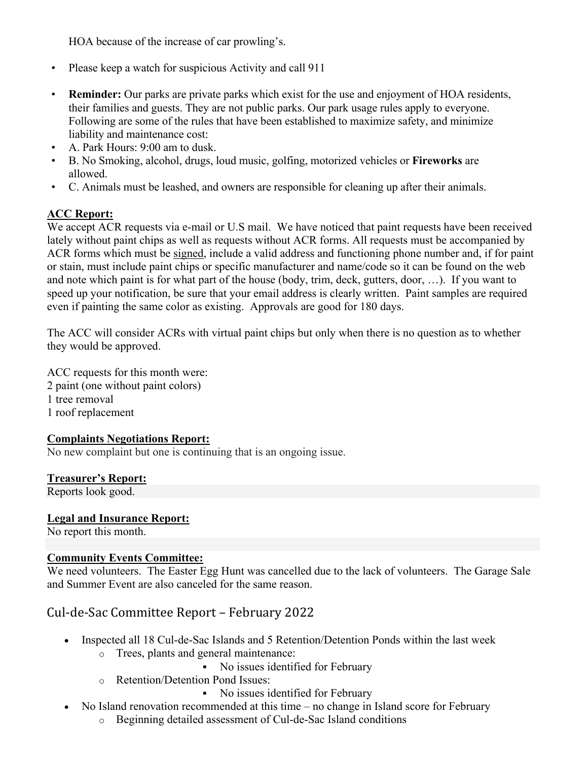HOA because of the increase of car prowling's.

- Please keep a watch for suspicious Activity and call 911
- **Reminder:** Our parks are private parks which exist for the use and enjoyment of HOA residents, their families and guests. They are not public parks. Our park usage rules apply to everyone. Following are some of the rules that have been established to maximize safety, and minimize liability and maintenance cost:
- A. Park Hours: 9:00 am to dusk.
- B. No Smoking, alcohol, drugs, loud music, golfing, motorized vehicles or **Fireworks** are allowed.
- C. Animals must be leashed, and owners are responsible for cleaning up after their animals.

**ACC Report:**

We accept ACR requests via e-mail or U.S mail. We have noticed that paint requests have been received lately without paint chips as well as requests without ACR forms. All requests must be accompanied by ACR forms which must be signed, include a valid address and functioning phone number and, if for paint or stain, must include paint chips or specific manufacturer and name/code so it can be found on the web and note which paint is for what part of the house (body, trim, deck, gutters, door, …). If you want to speed up your notification, be sure that your email address is clearly written. Paint samples are required even if painting the same color as existing. Approvals are good for 180 days.

The ACC will consider ACRs with virtual paint chips but only when there is no question as to whether they would be approved.

ACC requests for this month were:
2 paint (one without paint colors)
1 tree removal
1 roof replacement

**Complaints Negotiations Report:**

No new complaint but one is continuing that is an ongoing issue.

**Treasurer's Report:**

Reports look good.

**Legal and Insurance Report:**

No report this month.

**Community Events Committee:**

We need volunteers. The Easter Egg Hunt was cancelled due to the lack of volunteers. The Garage Sale and Summer Event are also canceled for the same reason.

## Cul-de-Sac Committee Report – February 2022

- Inspected all 18 Cul-de-Sac Islands and 5 Retention/Detention Ponds within the last week
  - Trees, plants and general maintenance:
    - No issues identified for February
  - Retention/Detention Pond Issues:
    - No issues identified for February
- No Island renovation recommended at this time – no change in Island score for February
  - Beginning detailed assessment of Cul-de-Sac Island conditions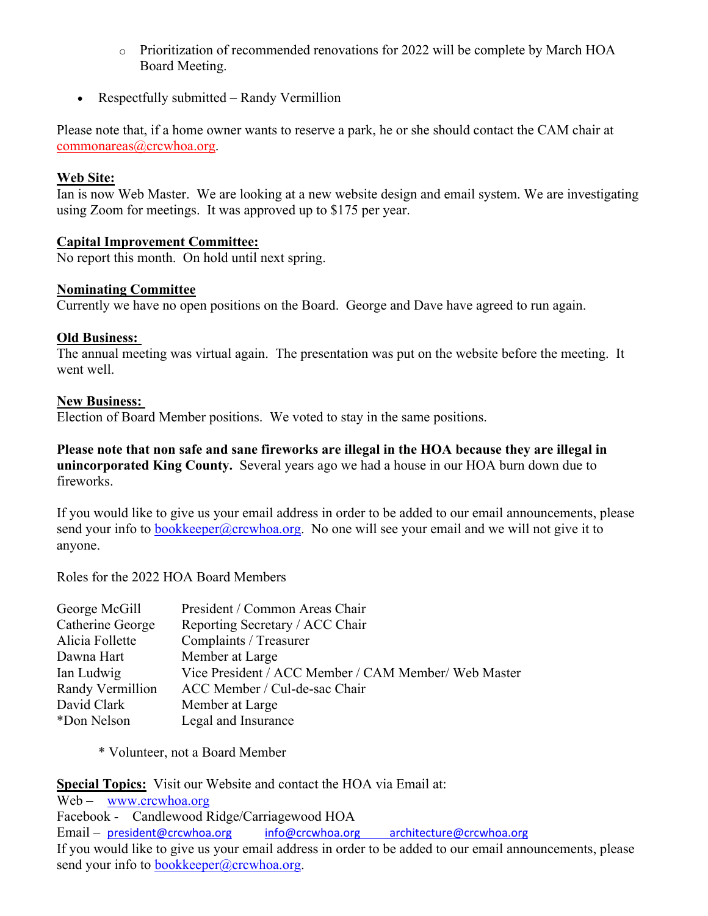- Prioritization of recommended renovations for 2022 will be complete by March HOA Board Meeting.

- Respectfully submitted – Randy Vermillion

Please note that, if a home owner wants to reserve a park, he or she should contact the CAM chair at commonareas@crcwhoa.org.

**Web Site:**
Ian is now Web Master. We are looking at a new website design and email system. We are investigating using Zoom for meetings. It was approved up to $175 per year.

**Capital Improvement Committee:**
No report this month. On hold until next spring.

**Nominating Committee**
Currently we have no open positions on the Board. George and Dave have agreed to run again.

**Old Business:**
The annual meeting was virtual again. The presentation was put on the website before the meeting. It went well.

**New Business:**
Election of Board Member positions. We voted to stay in the same positions.

**Please note that non safe and sane fireworks are illegal in the HOA because they are illegal in unincorporated King County.** Several years ago we had a house in our HOA burn down due to fireworks.

If you would like to give us your email address in order to be added to our email announcements, please send your info to bookkeeper@crcwhoa.org. No one will see your email and we will not give it to anyone.

Roles for the 2022 HOA Board Members

| | |
|---|---|
| George McGill | President / Common Areas Chair |
| Catherine George | Reporting Secretary / ACC Chair |
| Alicia Follette | Complaints / Treasurer |
| Dawna Hart | Member at Large |
| Ian Ludwig | Vice President / ACC Member / CAM Member/ Web Master |
| Randy Vermillion | ACC Member / Cul-de-sac Chair |
| David Clark | Member at Large |
| *Don Nelson | Legal and Insurance |

\* Volunteer, not a Board Member

**Special Topics:** Visit our Website and contact the HOA via Email at:
Web – www.crcwhoa.org
Facebook - Candlewood Ridge/Carriagewood HOA
Email – president@crcwhoa.org info@crcwhoa.org architecture@crcwhoa.org
If you would like to give us your email address in order to be added to our email announcements, please send your info to bookkeeper@crcwhoa.org.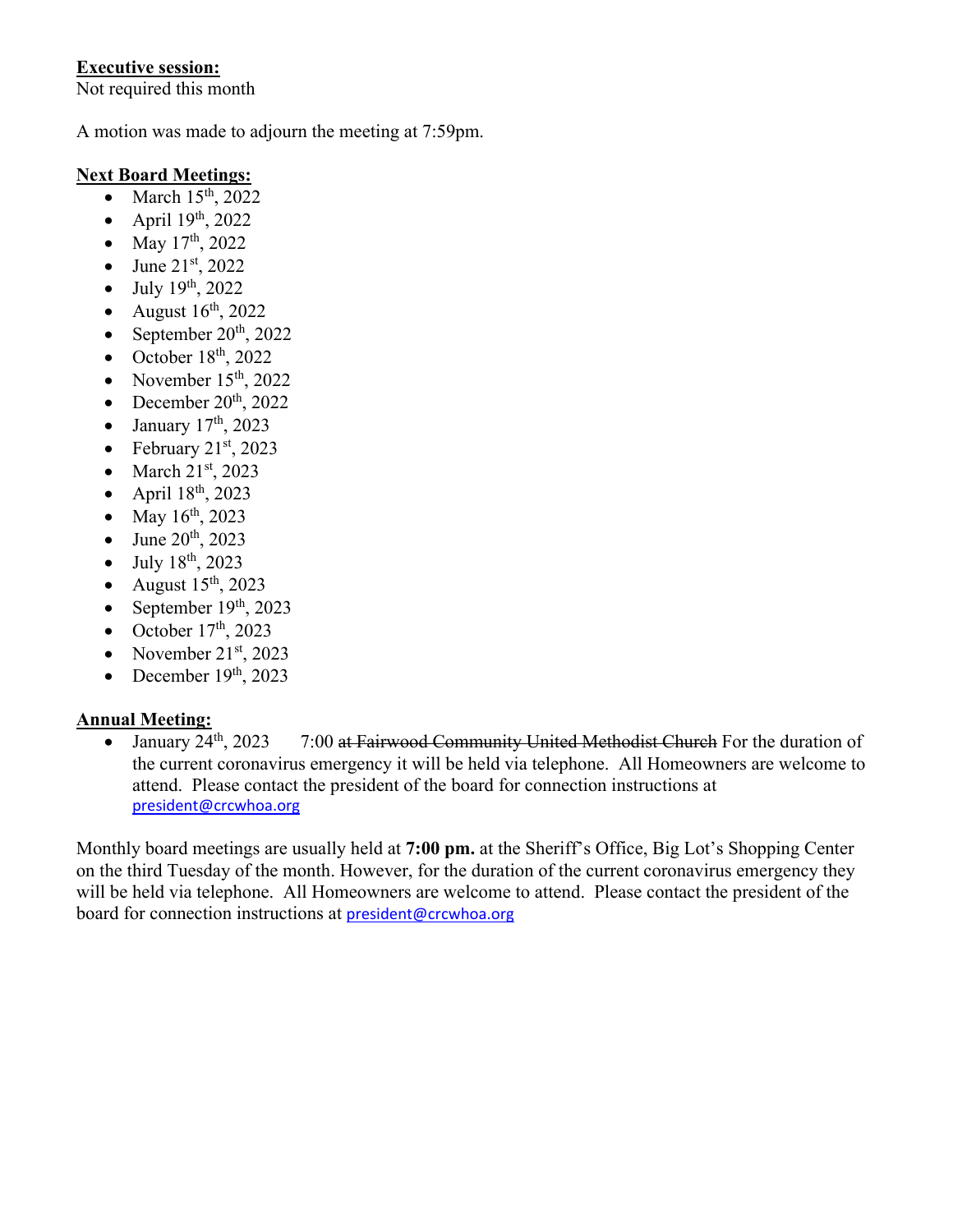**Executive session:**
Not required this month

A motion was made to adjourn the meeting at 7:59pm.

**Next Board Meetings:**

- March 15th, 2022
- April 19th, 2022
- May 17th, 2022
- June 21st, 2022
- July 19th, 2022
- August 16th, 2022
- September 20th, 2022
- October 18th, 2022
- November 15th, 2022
- December 20th, 2022
- January 17th, 2023
- February 21st, 2023
- March 21st, 2023
- April 18th, 2023
- May 16th, 2023
- June 20th, 2023
- July 18th, 2023
- August 15th, 2023
- September 19th, 2023
- October 17th, 2023
- November 21st, 2023
- December 19th, 2023

**Annual Meeting:**

- January 24th, 2023 7:00 ~~at Fairwood Community United Methodist Church~~ For the duration of the current coronavirus emergency it will be held via telephone. All Homeowners are welcome to attend. Please contact the president of the board for connection instructions at president@crcwhoa.org

Monthly board meetings are usually held at **7:00 pm.** at the Sheriff's Office, Big Lot's Shopping Center on the third Tuesday of the month. However, for the duration of the current coronavirus emergency they will be held via telephone. All Homeowners are welcome to attend. Please contact the president of the board for connection instructions at president@crcwhoa.org